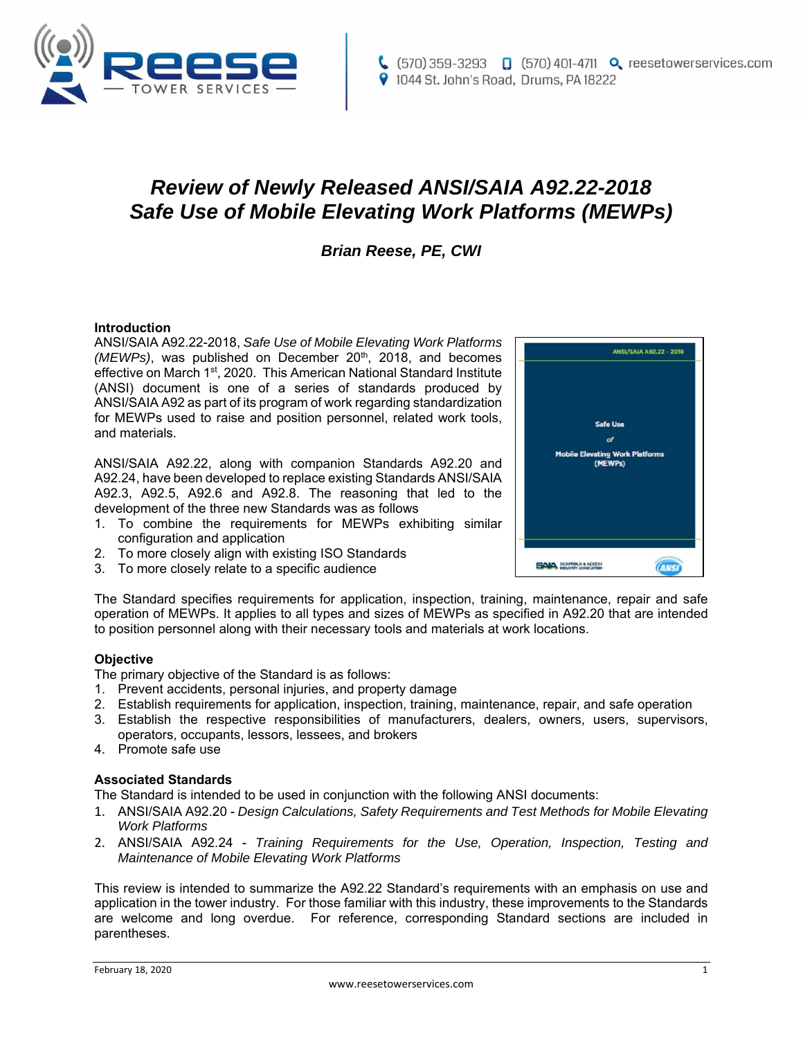# *Review of Newly Released ANSI/SAIA A92.22-2018 Safe Use of Mobile Elevating Work Platforms (MEWPs)*

***Brian Reese, PE, CWI***

**Introduction**

ANSI/SAIA A92.22-2018, *Safe Use of Mobile Elevating Work Platforms (MEWPs)*, was published on December 20th, 2018, and becomes effective on March 1st, 2020. This American National Standard Institute (ANSI) document is one of a series of standards produced by ANSI/SAIA A92 as part of its program of work regarding standardization for MEWPs used to raise and position personnel, related work tools, and materials.

ANSI/SAIA A92.22, along with companion Standards A92.20 and A92.24, have been developed to replace existing Standards ANSI/SAIA A92.3, A92.5, A92.6 and A92.8. The reasoning that led to the development of the three new Standards was as follows

1. To combine the requirements for MEWPs exhibiting similar configuration and application
2. To more closely align with existing ISO Standards
3. To more closely relate to a specific audience

The Standard specifies requirements for application, inspection, training, maintenance, repair and safe operation of MEWPs. It applies to all types and sizes of MEWPs as specified in A92.20 that are intended to position personnel along with their necessary tools and materials at work locations.

**Objective**

The primary objective of the Standard is as follows:

1. Prevent accidents, personal injuries, and property damage
2. Establish requirements for application, inspection, training, maintenance, repair, and safe operation
3. Establish the respective responsibilities of manufacturers, dealers, owners, users, supervisors, operators, occupants, lessors, lessees, and brokers
4. Promote safe use

**Associated Standards**

The Standard is intended to be used in conjunction with the following ANSI documents:

1. ANSI/SAIA A92.20 - *Design Calculations, Safety Requirements and Test Methods for Mobile Elevating Work Platforms*
2. ANSI/SAIA A92.24 - *Training Requirements for the Use, Operation, Inspection, Testing and Maintenance of Mobile Elevating Work Platforms*

This review is intended to summarize the A92.22 Standard's requirements with an emphasis on use and application in the tower industry. For those familiar with this industry, these improvements to the Standards are welcome and long overdue. For reference, corresponding Standard sections are included in parentheses.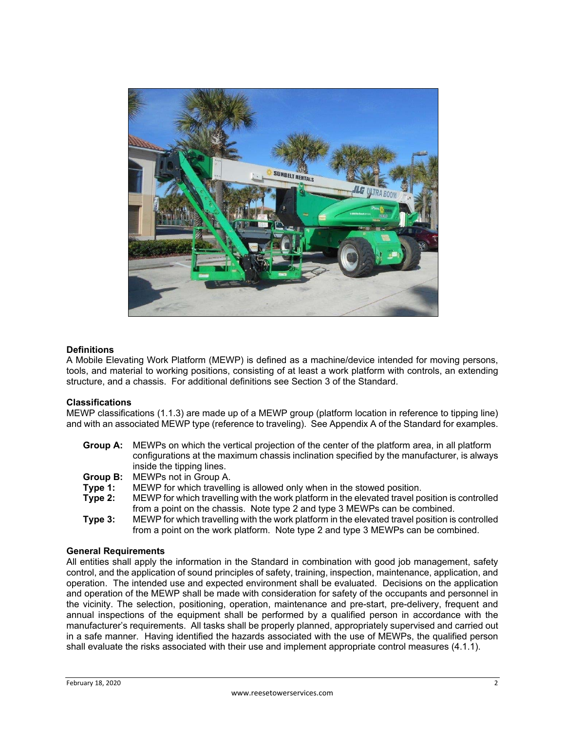**Definitions**

A Mobile Elevating Work Platform (MEWP) is defined as a machine/device intended for moving persons, tools, and material to working positions, consisting of at least a work platform with controls, an extending structure, and a chassis. For additional definitions see Section 3 of the Standard.

**Classifications**

MEWP classifications (1.1.3) are made up of a MEWP group (platform location in reference to tipping line) and with an associated MEWP type (reference to traveling). See Appendix A of the Standard for examples.

- **Group A:** MEWPs on which the vertical projection of the center of the platform area, in all platform configurations at the maximum chassis inclination specified by the manufacturer, is always inside the tipping lines.
- **Group B:** MEWPs not in Group A.
- **Type 1:** MEWP for which travelling is allowed only when in the stowed position.
- **Type 2:** MEWP for which travelling with the work platform in the elevated travel position is controlled from a point on the chassis. Note type 2 and type 3 MEWPs can be combined.
- **Type 3:** MEWP for which travelling with the work platform in the elevated travel position is controlled from a point on the work platform. Note type 2 and type 3 MEWPs can be combined.

**General Requirements**

All entities shall apply the information in the Standard in combination with good job management, safety control, and the application of sound principles of safety, training, inspection, maintenance, application, and operation. The intended use and expected environment shall be evaluated. Decisions on the application and operation of the MEWP shall be made with consideration for safety of the occupants and personnel in the vicinity. The selection, positioning, operation, maintenance and pre-start, pre-delivery, frequent and annual inspections of the equipment shall be performed by a qualified person in accordance with the manufacturer's requirements. All tasks shall be properly planned, appropriately supervised and carried out in a safe manner. Having identified the hazards associated with the use of MEWPs, the qualified person shall evaluate the risks associated with their use and implement appropriate control measures (4.1.1).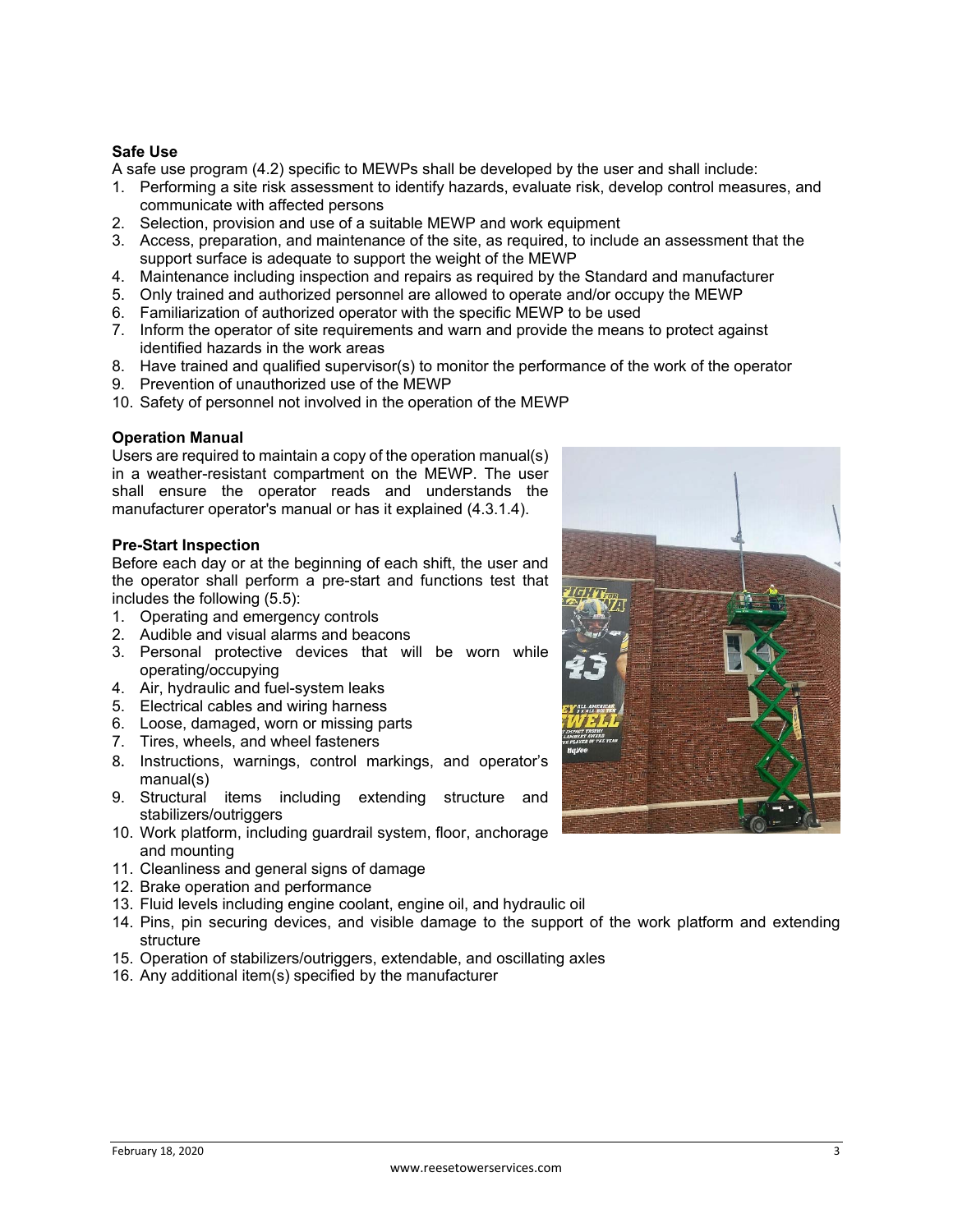**Safe Use**

A safe use program (4.2) specific to MEWPs shall be developed by the user and shall include:

1. Performing a site risk assessment to identify hazards, evaluate risk, develop control measures, and communicate with affected persons
2. Selection, provision and use of a suitable MEWP and work equipment
3. Access, preparation, and maintenance of the site, as required, to include an assessment that the support surface is adequate to support the weight of the MEWP
4. Maintenance including inspection and repairs as required by the Standard and manufacturer
5. Only trained and authorized personnel are allowed to operate and/or occupy the MEWP
6. Familiarization of authorized operator with the specific MEWP to be used
7. Inform the operator of site requirements and warn and provide the means to protect against identified hazards in the work areas
8. Have trained and qualified supervisor(s) to monitor the performance of the work of the operator
9. Prevention of unauthorized use of the MEWP
10. Safety of personnel not involved in the operation of the MEWP

**Operation Manual**

Users are required to maintain a copy of the operation manual(s) in a weather-resistant compartment on the MEWP. The user shall ensure the operator reads and understands the manufacturer operator's manual or has it explained (4.3.1.4).

**Pre-Start Inspection**

Before each day or at the beginning of each shift, the user and the operator shall perform a pre-start and functions test that includes the following (5.5):

1. Operating and emergency controls
2. Audible and visual alarms and beacons
3. Personal protective devices that will be worn while operating/occupying
4. Air, hydraulic and fuel-system leaks
5. Electrical cables and wiring harness
6. Loose, damaged, worn or missing parts
7. Tires, wheels, and wheel fasteners
8. Instructions, warnings, control markings, and operator's manual(s)
9. Structural items including extending structure and stabilizers/outriggers
10. Work platform, including guardrail system, floor, anchorage and mounting
11. Cleanliness and general signs of damage
12. Brake operation and performance
13. Fluid levels including engine coolant, engine oil, and hydraulic oil
14. Pins, pin securing devices, and visible damage to the support of the work platform and extending structure
15. Operation of stabilizers/outriggers, extendable, and oscillating axles
16. Any additional item(s) specified by the manufacturer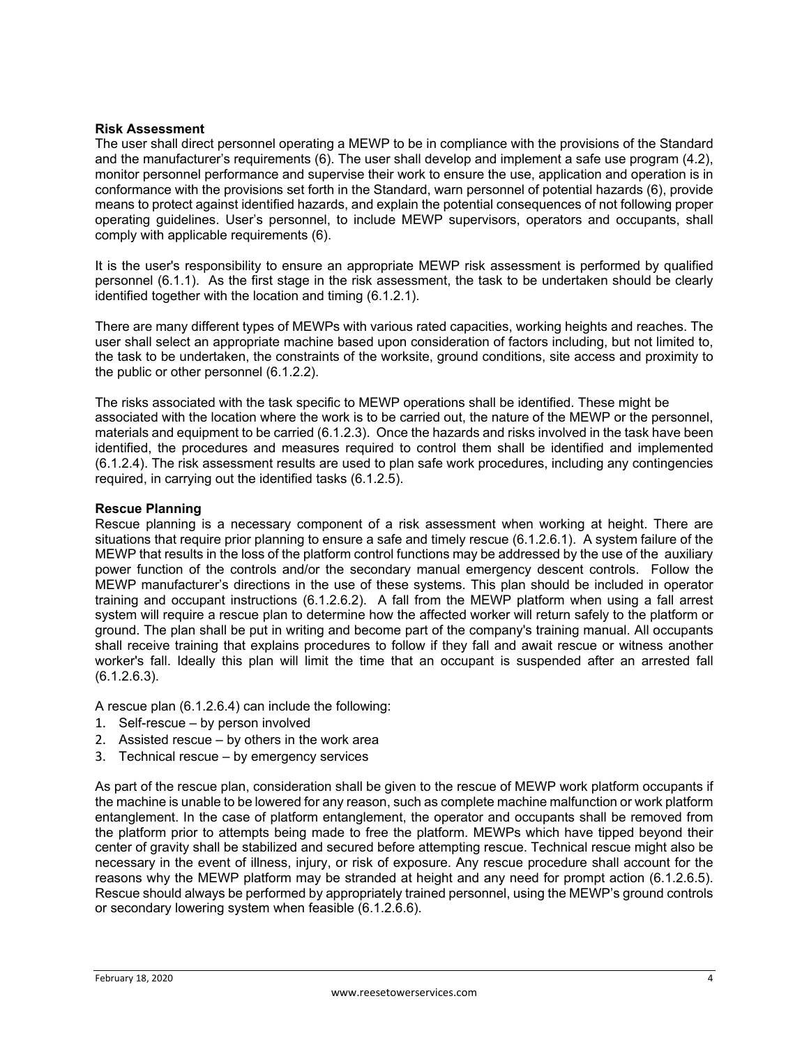**Risk Assessment**

The user shall direct personnel operating a MEWP to be in compliance with the provisions of the Standard and the manufacturer's requirements (6). The user shall develop and implement a safe use program (4.2), monitor personnel performance and supervise their work to ensure the use, application and operation is in conformance with the provisions set forth in the Standard, warn personnel of potential hazards (6), provide means to protect against identified hazards, and explain the potential consequences of not following proper operating guidelines. User's personnel, to include MEWP supervisors, operators and occupants, shall comply with applicable requirements (6).

It is the user's responsibility to ensure an appropriate MEWP risk assessment is performed by qualified personnel (6.1.1). As the first stage in the risk assessment, the task to be undertaken should be clearly identified together with the location and timing (6.1.2.1).

There are many different types of MEWPs with various rated capacities, working heights and reaches. The user shall select an appropriate machine based upon consideration of factors including, but not limited to, the task to be undertaken, the constraints of the worksite, ground conditions, site access and proximity to the public or other personnel (6.1.2.2).

The risks associated with the task specific to MEWP operations shall be identified. These might be associated with the location where the work is to be carried out, the nature of the MEWP or the personnel, materials and equipment to be carried (6.1.2.3). Once the hazards and risks involved in the task have been identified, the procedures and measures required to control them shall be identified and implemented (6.1.2.4). The risk assessment results are used to plan safe work procedures, including any contingencies required, in carrying out the identified tasks (6.1.2.5).

**Rescue Planning**

Rescue planning is a necessary component of a risk assessment when working at height. There are situations that require prior planning to ensure a safe and timely rescue (6.1.2.6.1). A system failure of the MEWP that results in the loss of the platform control functions may be addressed by the use of the auxiliary power function of the controls and/or the secondary manual emergency descent controls. Follow the MEWP manufacturer's directions in the use of these systems. This plan should be included in operator training and occupant instructions (6.1.2.6.2). A fall from the MEWP platform when using a fall arrest system will require a rescue plan to determine how the affected worker will return safely to the platform or ground. The plan shall be put in writing and become part of the company's training manual. All occupants shall receive training that explains procedures to follow if they fall and await rescue or witness another worker's fall. Ideally this plan will limit the time that an occupant is suspended after an arrested fall (6.1.2.6.3).

A rescue plan (6.1.2.6.4) can include the following:

1. Self-rescue – by person involved
2. Assisted rescue – by others in the work area
3. Technical rescue – by emergency services

As part of the rescue plan, consideration shall be given to the rescue of MEWP work platform occupants if the machine is unable to be lowered for any reason, such as complete machine malfunction or work platform entanglement. In the case of platform entanglement, the operator and occupants shall be removed from the platform prior to attempts being made to free the platform. MEWPs which have tipped beyond their center of gravity shall be stabilized and secured before attempting rescue. Technical rescue might also be necessary in the event of illness, injury, or risk of exposure. Any rescue procedure shall account for the reasons why the MEWP platform may be stranded at height and any need for prompt action (6.1.2.6.5). Rescue should always be performed by appropriately trained personnel, using the MEWP's ground controls or secondary lowering system when feasible (6.1.2.6.6).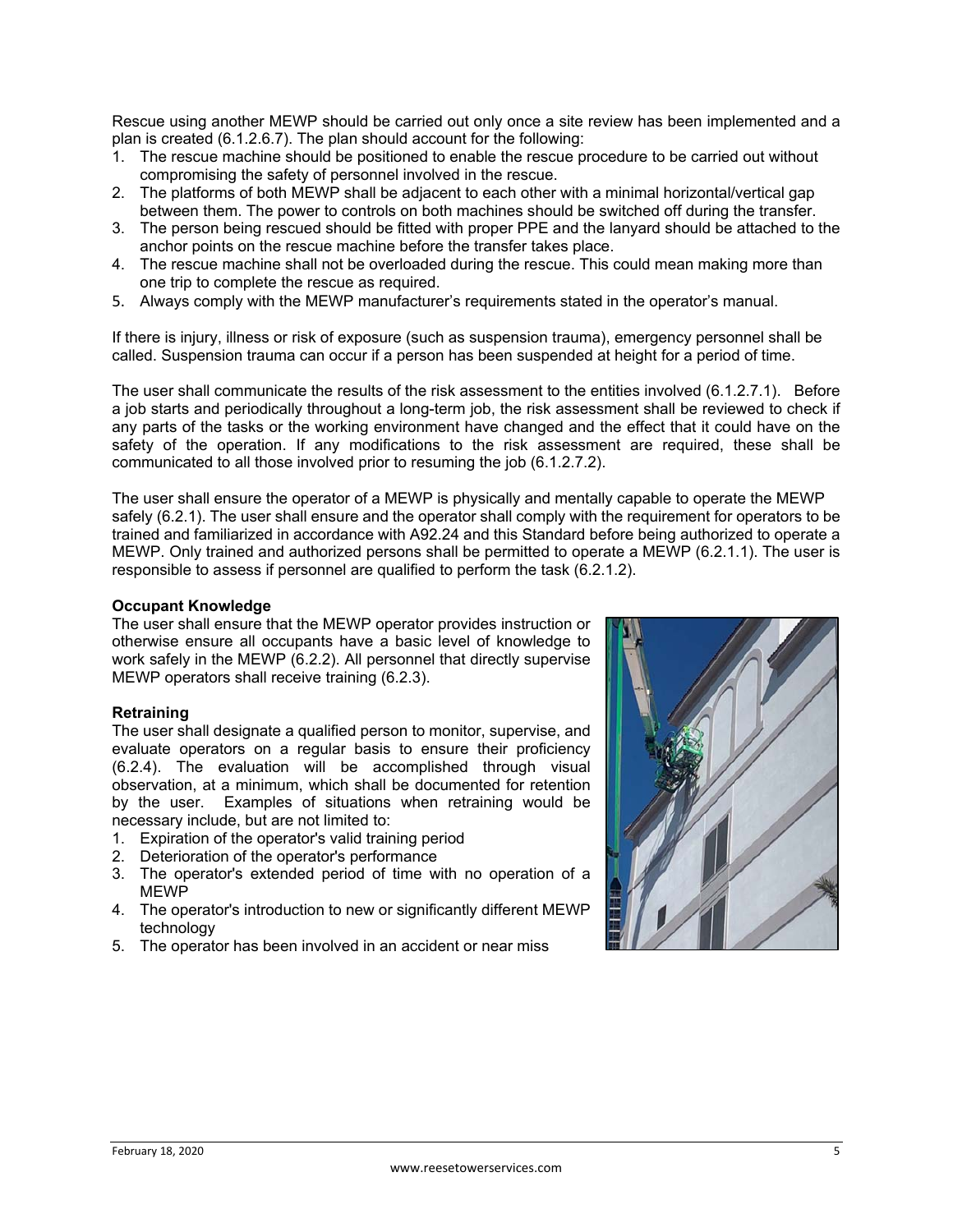Rescue using another MEWP should be carried out only once a site review has been implemented and a plan is created (6.1.2.6.7). The plan should account for the following:

1. The rescue machine should be positioned to enable the rescue procedure to be carried out without compromising the safety of personnel involved in the rescue.
2. The platforms of both MEWP shall be adjacent to each other with a minimal horizontal/vertical gap between them. The power to controls on both machines should be switched off during the transfer.
3. The person being rescued should be fitted with proper PPE and the lanyard should be attached to the anchor points on the rescue machine before the transfer takes place.
4. The rescue machine shall not be overloaded during the rescue. This could mean making more than one trip to complete the rescue as required.
5. Always comply with the MEWP manufacturer's requirements stated in the operator's manual.

If there is injury, illness or risk of exposure (such as suspension trauma), emergency personnel shall be called. Suspension trauma can occur if a person has been suspended at height for a period of time.

The user shall communicate the results of the risk assessment to the entities involved (6.1.2.7.1). Before a job starts and periodically throughout a long-term job, the risk assessment shall be reviewed to check if any parts of the tasks or the working environment have changed and the effect that it could have on the safety of the operation. If any modifications to the risk assessment are required, these shall be communicated to all those involved prior to resuming the job (6.1.2.7.2).

The user shall ensure the operator of a MEWP is physically and mentally capable to operate the MEWP safely (6.2.1). The user shall ensure and the operator shall comply with the requirement for operators to be trained and familiarized in accordance with A92.24 and this Standard before being authorized to operate a MEWP. Only trained and authorized persons shall be permitted to operate a MEWP (6.2.1.1). The user is responsible to assess if personnel are qualified to perform the task (6.2.1.2).

**Occupant Knowledge**

The user shall ensure that the MEWP operator provides instruction or otherwise ensure all occupants have a basic level of knowledge to work safely in the MEWP (6.2.2). All personnel that directly supervise MEWP operators shall receive training (6.2.3).

**Retraining**

The user shall designate a qualified person to monitor, supervise, and evaluate operators on a regular basis to ensure their proficiency (6.2.4). The evaluation will be accomplished through visual observation, at a minimum, which shall be documented for retention by the user. Examples of situations when retraining would be necessary include, but are not limited to:

1. Expiration of the operator's valid training period
2. Deterioration of the operator's performance
3. The operator's extended period of time with no operation of a MEWP
4. The operator's introduction to new or significantly different MEWP technology
5. The operator has been involved in an accident or near miss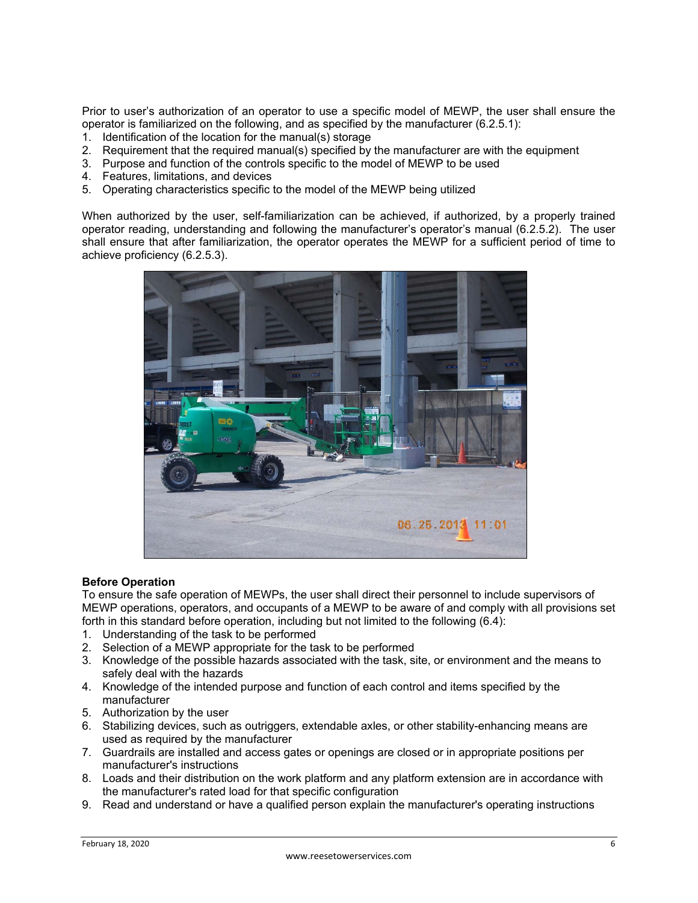Prior to user's authorization of an operator to use a specific model of MEWP, the user shall ensure the operator is familiarized on the following, and as specified by the manufacturer (6.2.5.1):

1. Identification of the location for the manual(s) storage
2. Requirement that the required manual(s) specified by the manufacturer are with the equipment
3. Purpose and function of the controls specific to the model of MEWP to be used
4. Features, limitations, and devices
5. Operating characteristics specific to the model of the MEWP being utilized

When authorized by the user, self-familiarization can be achieved, if authorized, by a properly trained operator reading, understanding and following the manufacturer's operator's manual (6.2.5.2). The user shall ensure that after familiarization, the operator operates the MEWP for a sufficient period of time to achieve proficiency (6.2.5.3).

**Before Operation**

To ensure the safe operation of MEWPs, the user shall direct their personnel to include supervisors of MEWP operations, operators, and occupants of a MEWP to be aware of and comply with all provisions set forth in this standard before operation, including but not limited to the following (6.4):

1. Understanding of the task to be performed
2. Selection of a MEWP appropriate for the task to be performed
3. Knowledge of the possible hazards associated with the task, site, or environment and the means to safely deal with the hazards
4. Knowledge of the intended purpose and function of each control and items specified by the manufacturer
5. Authorization by the user
6. Stabilizing devices, such as outriggers, extendable axles, or other stability-enhancing means are used as required by the manufacturer
7. Guardrails are installed and access gates or openings are closed or in appropriate positions per manufacturer's instructions
8. Loads and their distribution on the work platform and any platform extension are in accordance with the manufacturer's rated load for that specific configuration
9. Read and understand or have a qualified person explain the manufacturer's operating instructions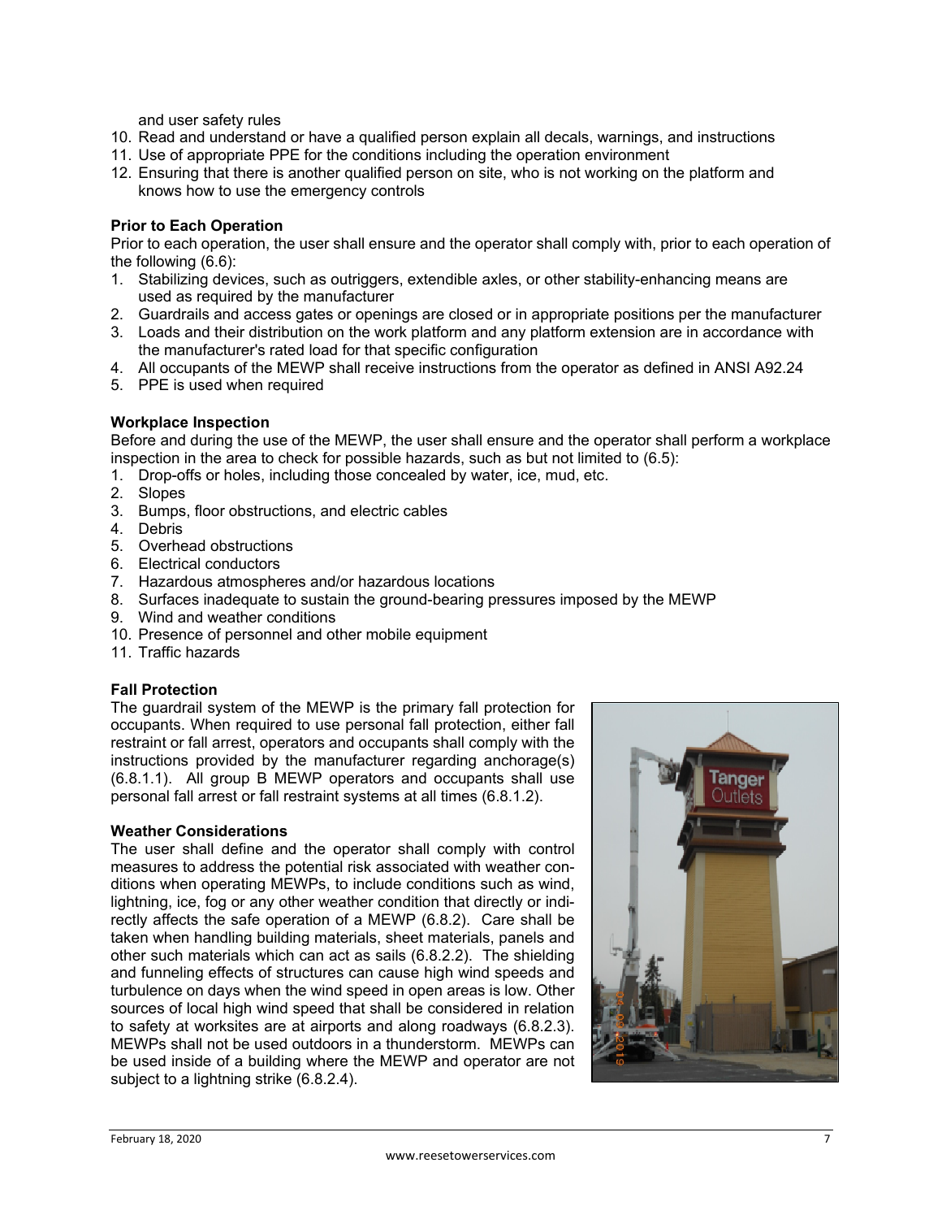and user safety rules

10. Read and understand or have a qualified person explain all decals, warnings, and instructions
11. Use of appropriate PPE for the conditions including the operation environment
12. Ensuring that there is another qualified person on site, who is not working on the platform and knows how to use the emergency controls

**Prior to Each Operation**

Prior to each operation, the user shall ensure and the operator shall comply with, prior to each operation of the following (6.6):

1. Stabilizing devices, such as outriggers, extendible axles, or other stability-enhancing means are used as required by the manufacturer
2. Guardrails and access gates or openings are closed or in appropriate positions per the manufacturer
3. Loads and their distribution on the work platform and any platform extension are in accordance with the manufacturer's rated load for that specific configuration
4. All occupants of the MEWP shall receive instructions from the operator as defined in ANSI A92.24
5. PPE is used when required

**Workplace Inspection**

Before and during the use of the MEWP, the user shall ensure and the operator shall perform a workplace inspection in the area to check for possible hazards, such as but not limited to (6.5):

1. Drop-offs or holes, including those concealed by water, ice, mud, etc.
2. Slopes
3. Bumps, floor obstructions, and electric cables
4. Debris
5. Overhead obstructions
6. Electrical conductors
7. Hazardous atmospheres and/or hazardous locations
8. Surfaces inadequate to sustain the ground-bearing pressures imposed by the MEWP
9. Wind and weather conditions
10. Presence of personnel and other mobile equipment
11. Traffic hazards

**Fall Protection**

The guardrail system of the MEWP is the primary fall protection for occupants. When required to use personal fall protection, either fall restraint or fall arrest, operators and occupants shall comply with the instructions provided by the manufacturer regarding anchorage(s) (6.8.1.1). All group B MEWP operators and occupants shall use personal fall arrest or fall restraint systems at all times (6.8.1.2).

**Weather Considerations**

The user shall define and the operator shall comply with control measures to address the potential risk associated with weather conditions when operating MEWPs, to include conditions such as wind, lightning, ice, fog or any other weather condition that directly or indirectly affects the safe operation of a MEWP (6.8.2). Care shall be taken when handling building materials, sheet materials, panels and other such materials which can act as sails (6.8.2.2). The shielding and funneling effects of structures can cause high wind speeds and turbulence on days when the wind speed in open areas is low. Other sources of local high wind speed that shall be considered in relation to safety at worksites are at airports and along roadways (6.8.2.3). MEWPs shall not be used outdoors in a thunderstorm. MEWPs can be used inside of a building where the MEWP and operator are not subject to a lightning strike (6.8.2.4).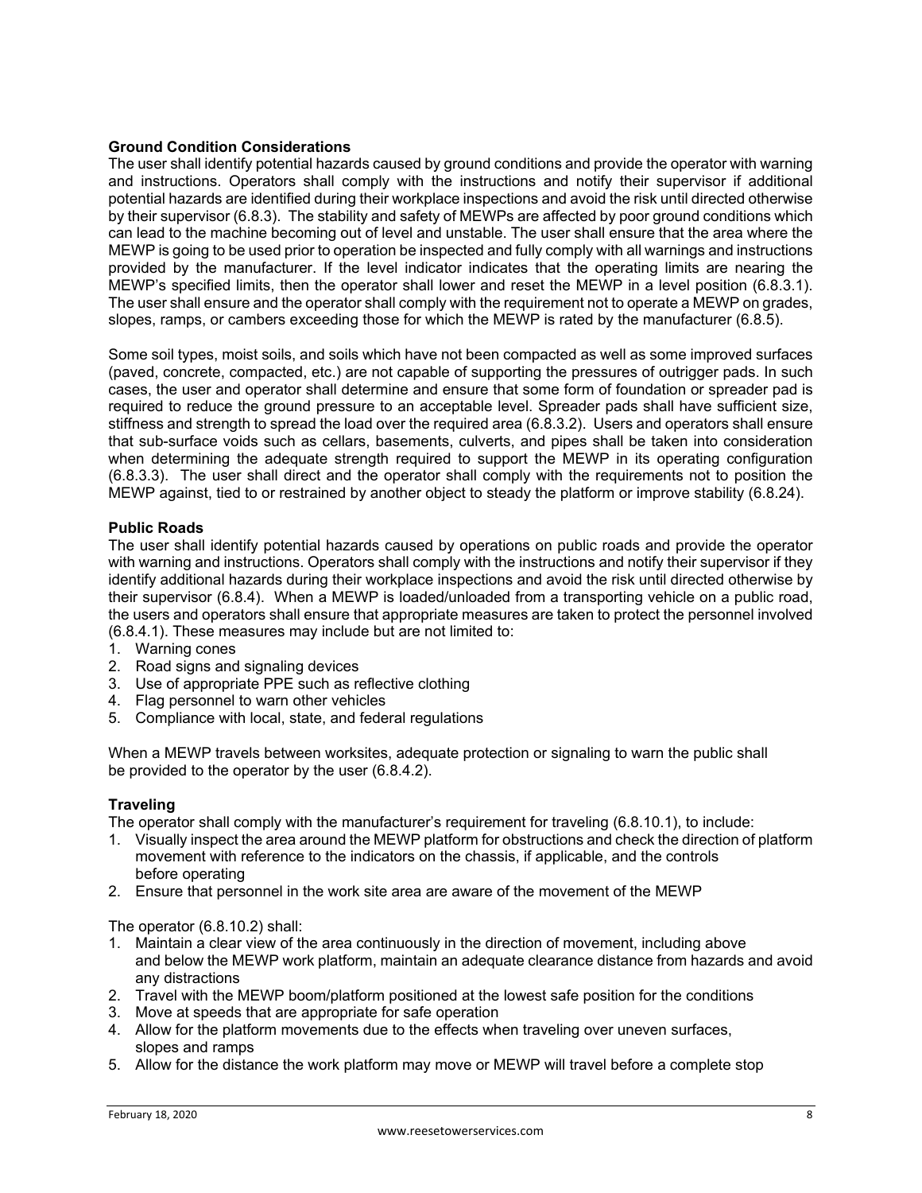**Ground Condition Considerations**

The user shall identify potential hazards caused by ground conditions and provide the operator with warning and instructions. Operators shall comply with the instructions and notify their supervisor if additional potential hazards are identified during their workplace inspections and avoid the risk until directed otherwise by their supervisor (6.8.3). The stability and safety of MEWPs are affected by poor ground conditions which can lead to the machine becoming out of level and unstable. The user shall ensure that the area where the MEWP is going to be used prior to operation be inspected and fully comply with all warnings and instructions provided by the manufacturer. If the level indicator indicates that the operating limits are nearing the MEWP's specified limits, then the operator shall lower and reset the MEWP in a level position (6.8.3.1). The user shall ensure and the operator shall comply with the requirement not to operate a MEWP on grades, slopes, ramps, or cambers exceeding those for which the MEWP is rated by the manufacturer (6.8.5).

Some soil types, moist soils, and soils which have not been compacted as well as some improved surfaces (paved, concrete, compacted, etc.) are not capable of supporting the pressures of outrigger pads. In such cases, the user and operator shall determine and ensure that some form of foundation or spreader pad is required to reduce the ground pressure to an acceptable level. Spreader pads shall have sufficient size, stiffness and strength to spread the load over the required area (6.8.3.2). Users and operators shall ensure that sub-surface voids such as cellars, basements, culverts, and pipes shall be taken into consideration when determining the adequate strength required to support the MEWP in its operating configuration (6.8.3.3). The user shall direct and the operator shall comply with the requirements not to position the MEWP against, tied to or restrained by another object to steady the platform or improve stability (6.8.24).

**Public Roads**

The user shall identify potential hazards caused by operations on public roads and provide the operator with warning and instructions. Operators shall comply with the instructions and notify their supervisor if they identify additional hazards during their workplace inspections and avoid the risk until directed otherwise by their supervisor (6.8.4). When a MEWP is loaded/unloaded from a transporting vehicle on a public road, the users and operators shall ensure that appropriate measures are taken to protect the personnel involved (6.8.4.1). These measures may include but are not limited to:

1. Warning cones
2. Road signs and signaling devices
3. Use of appropriate PPE such as reflective clothing
4. Flag personnel to warn other vehicles
5. Compliance with local, state, and federal regulations

When a MEWP travels between worksites, adequate protection or signaling to warn the public shall be provided to the operator by the user (6.8.4.2).

**Traveling**

The operator shall comply with the manufacturer's requirement for traveling (6.8.10.1), to include:

1. Visually inspect the area around the MEWP platform for obstructions and check the direction of platform movement with reference to the indicators on the chassis, if applicable, and the controls before operating
2. Ensure that personnel in the work site area are aware of the movement of the MEWP

The operator (6.8.10.2) shall:

1. Maintain a clear view of the area continuously in the direction of movement, including above and below the MEWP work platform, maintain an adequate clearance distance from hazards and avoid any distractions
2. Travel with the MEWP boom/platform positioned at the lowest safe position for the conditions
3. Move at speeds that are appropriate for safe operation
4. Allow for the platform movements due to the effects when traveling over uneven surfaces, slopes and ramps
5. Allow for the distance the work platform may move or MEWP will travel before a complete stop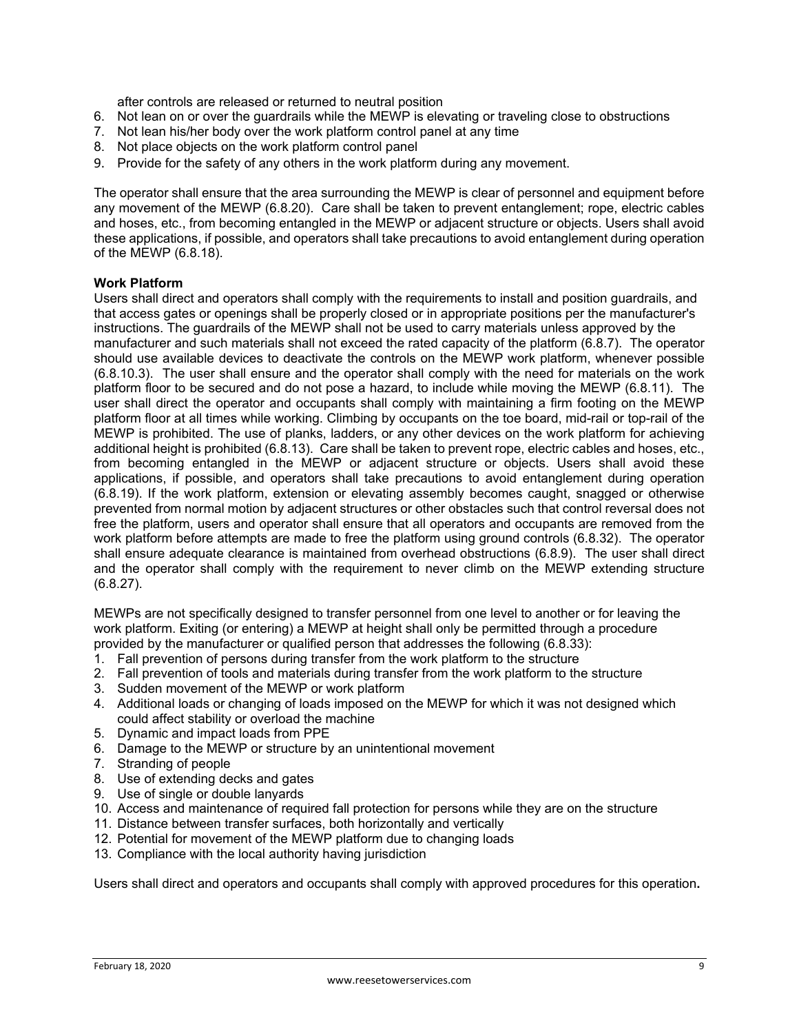after controls are released or returned to neutral position
6. Not lean on or over the guardrails while the MEWP is elevating or traveling close to obstructions
7. Not lean his/her body over the work platform control panel at any time
8. Not place objects on the work platform control panel
9. Provide for the safety of any others in the work platform during any movement.

The operator shall ensure that the area surrounding the MEWP is clear of personnel and equipment before any movement of the MEWP (6.8.20). Care shall be taken to prevent entanglement; rope, electric cables and hoses, etc., from becoming entangled in the MEWP or adjacent structure or objects. Users shall avoid these applications, if possible, and operators shall take precautions to avoid entanglement during operation of the MEWP (6.8.18).

**Work Platform**
Users shall direct and operators shall comply with the requirements to install and position guardrails, and that access gates or openings shall be properly closed or in appropriate positions per the manufacturer's instructions. The guardrails of the MEWP shall not be used to carry materials unless approved by the manufacturer and such materials shall not exceed the rated capacity of the platform (6.8.7). The operator should use available devices to deactivate the controls on the MEWP work platform, whenever possible (6.8.10.3). The user shall ensure and the operator shall comply with the need for materials on the work platform floor to be secured and do not pose a hazard, to include while moving the MEWP (6.8.11). The user shall direct the operator and occupants shall comply with maintaining a firm footing on the MEWP platform floor at all times while working. Climbing by occupants on the toe board, mid-rail or top-rail of the MEWP is prohibited. The use of planks, ladders, or any other devices on the work platform for achieving additional height is prohibited (6.8.13). Care shall be taken to prevent rope, electric cables and hoses, etc., from becoming entangled in the MEWP or adjacent structure or objects. Users shall avoid these applications, if possible, and operators shall take precautions to avoid entanglement during operation (6.8.19). If the work platform, extension or elevating assembly becomes caught, snagged or otherwise prevented from normal motion by adjacent structures or other obstacles such that control reversal does not free the platform, users and operator shall ensure that all operators and occupants are removed from the work platform before attempts are made to free the platform using ground controls (6.8.32). The operator shall ensure adequate clearance is maintained from overhead obstructions (6.8.9). The user shall direct and the operator shall comply with the requirement to never climb on the MEWP extending structure (6.8.27).

MEWPs are not specifically designed to transfer personnel from one level to another or for leaving the work platform. Exiting (or entering) a MEWP at height shall only be permitted through a procedure provided by the manufacturer or qualified person that addresses the following (6.8.33):
1. Fall prevention of persons during transfer from the work platform to the structure
2. Fall prevention of tools and materials during transfer from the work platform to the structure
3. Sudden movement of the MEWP or work platform
4. Additional loads or changing of loads imposed on the MEWP for which it was not designed which could affect stability or overload the machine
5. Dynamic and impact loads from PPE
6. Damage to the MEWP or structure by an unintentional movement
7. Stranding of people
8. Use of extending decks and gates
9. Use of single or double lanyards
10. Access and maintenance of required fall protection for persons while they are on the structure
11. Distance between transfer surfaces, both horizontally and vertically
12. Potential for movement of the MEWP platform due to changing loads
13. Compliance with the local authority having jurisdiction

Users shall direct and operators and occupants shall comply with approved procedures for this operation.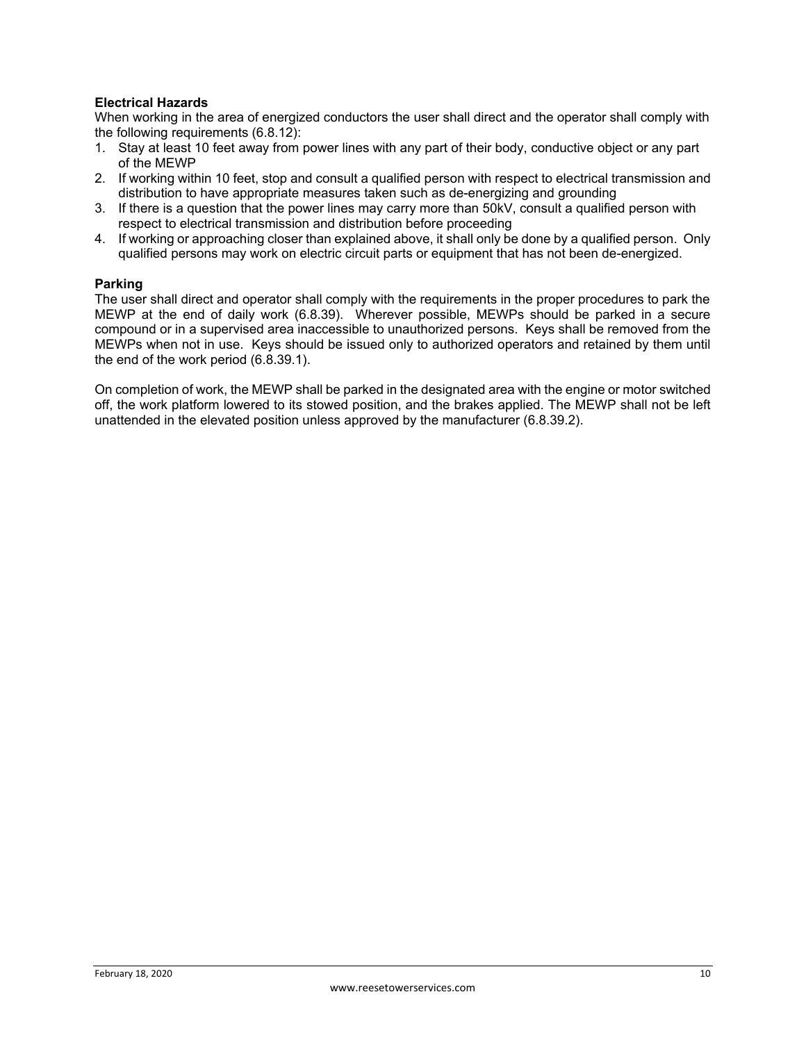**Electrical Hazards**

When working in the area of energized conductors the user shall direct and the operator shall comply with the following requirements (6.8.12):

1. Stay at least 10 feet away from power lines with any part of their body, conductive object or any part of the MEWP
2. If working within 10 feet, stop and consult a qualified person with respect to electrical transmission and distribution to have appropriate measures taken such as de-energizing and grounding
3. If there is a question that the power lines may carry more than 50kV, consult a qualified person with respect to electrical transmission and distribution before proceeding
4. If working or approaching closer than explained above, it shall only be done by a qualified person. Only qualified persons may work on electric circuit parts or equipment that has not been de-energized.

**Parking**

The user shall direct and operator shall comply with the requirements in the proper procedures to park the MEWP at the end of daily work (6.8.39). Wherever possible, MEWPs should be parked in a secure compound or in a supervised area inaccessible to unauthorized persons. Keys shall be removed from the MEWPs when not in use. Keys should be issued only to authorized operators and retained by them until the end of the work period (6.8.39.1).

On completion of work, the MEWP shall be parked in the designated area with the engine or motor switched off, the work platform lowered to its stowed position, and the brakes applied. The MEWP shall not be left unattended in the elevated position unless approved by the manufacturer (6.8.39.2).